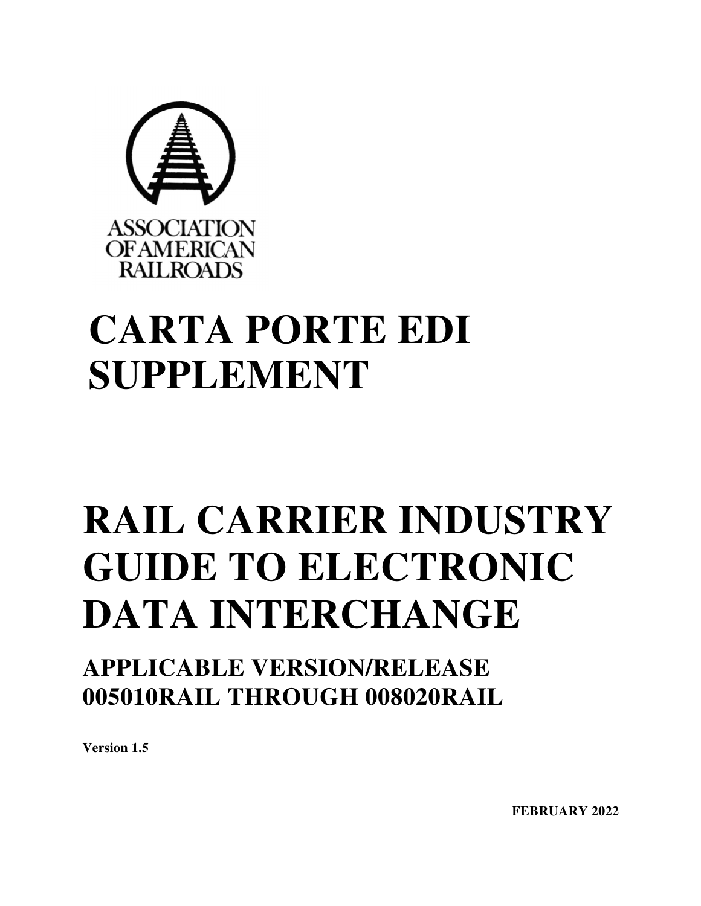ASSOCIATION OF AMERICAN RAILROADS

# CARTA PORTE EDI SUPPLEMENT

# RAIL CARRIER INDUSTRY GUIDE TO ELECTRONIC DATA INTERCHANGE

## APPLICABLE VERSION/RELEASE 005010RAIL THROUGH 008020RAIL

**Version 1.5**

**FEBRUARY 2022**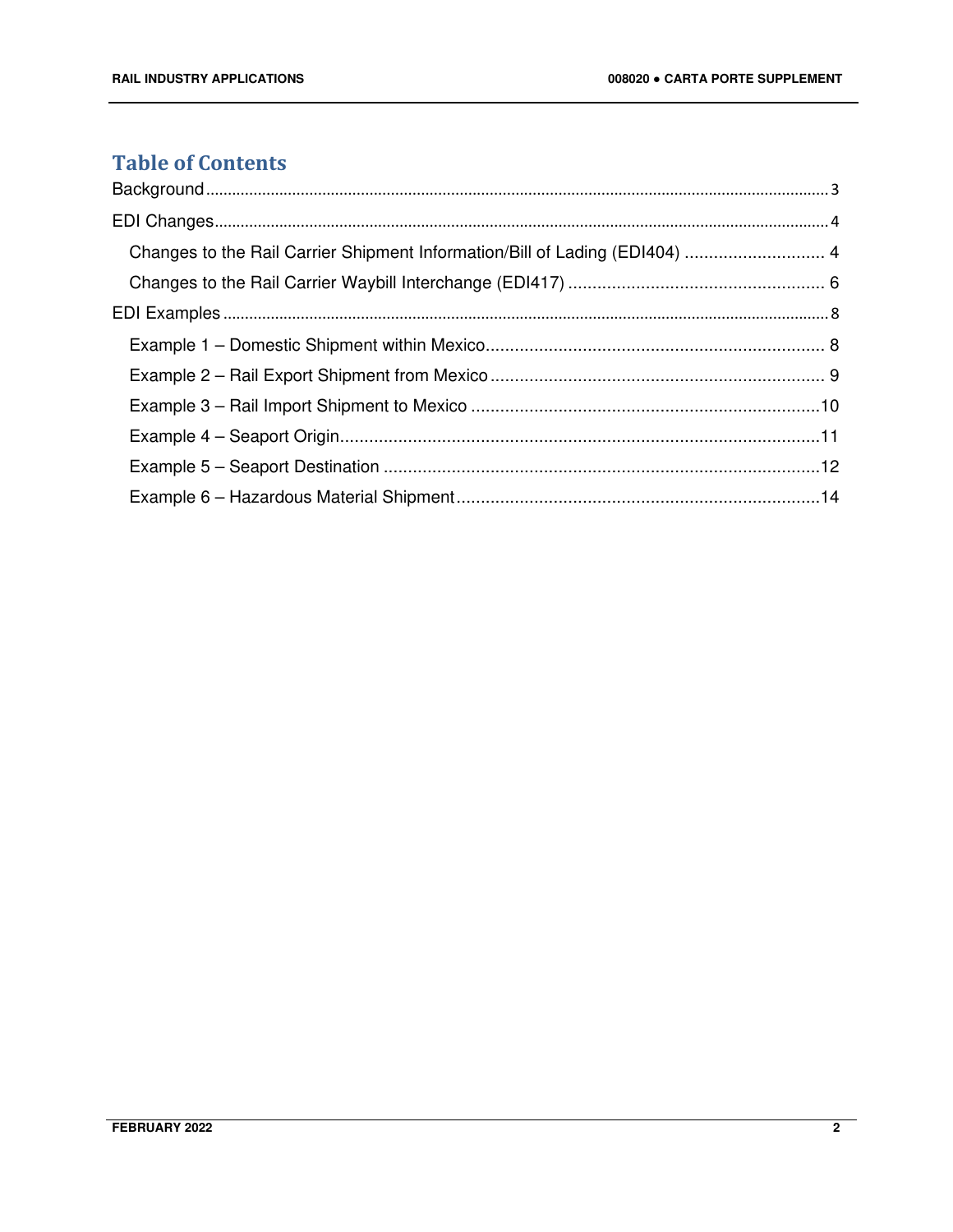# Table of Contents

Background ..... 3

EDI Changes ..... 4

- Changes to the Rail Carrier Shipment Information/Bill of Lading (EDI404) ..... 4
- Changes to the Rail Carrier Waybill Interchange (EDI417) ..... 6

EDI Examples ..... 8

- Example 1 – Domestic Shipment within Mexico ..... 8
- Example 2 – Rail Export Shipment from Mexico ..... 9
- Example 3 – Rail Import Shipment to Mexico ..... 10
- Example 4 – Seaport Origin ..... 11
- Example 5 – Seaport Destination ..... 12
- Example 6 – Hazardous Material Shipment ..... 14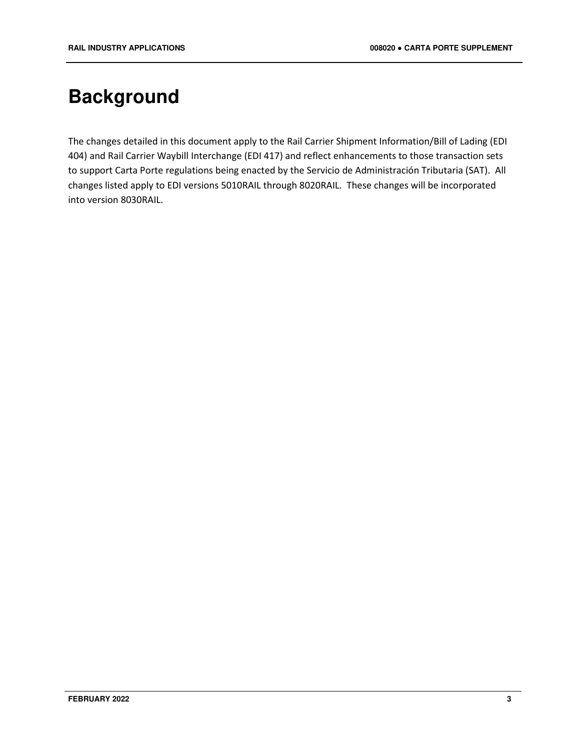# Background

The changes detailed in this document apply to the Rail Carrier Shipment Information/Bill of Lading (EDI 404) and Rail Carrier Waybill Interchange (EDI 417) and reflect enhancements to those transaction sets to support Carta Porte regulations being enacted by the Servicio de Administración Tributaria (SAT). All changes listed apply to EDI versions 5010RAIL through 8020RAIL. These changes will be incorporated into version 8030RAIL.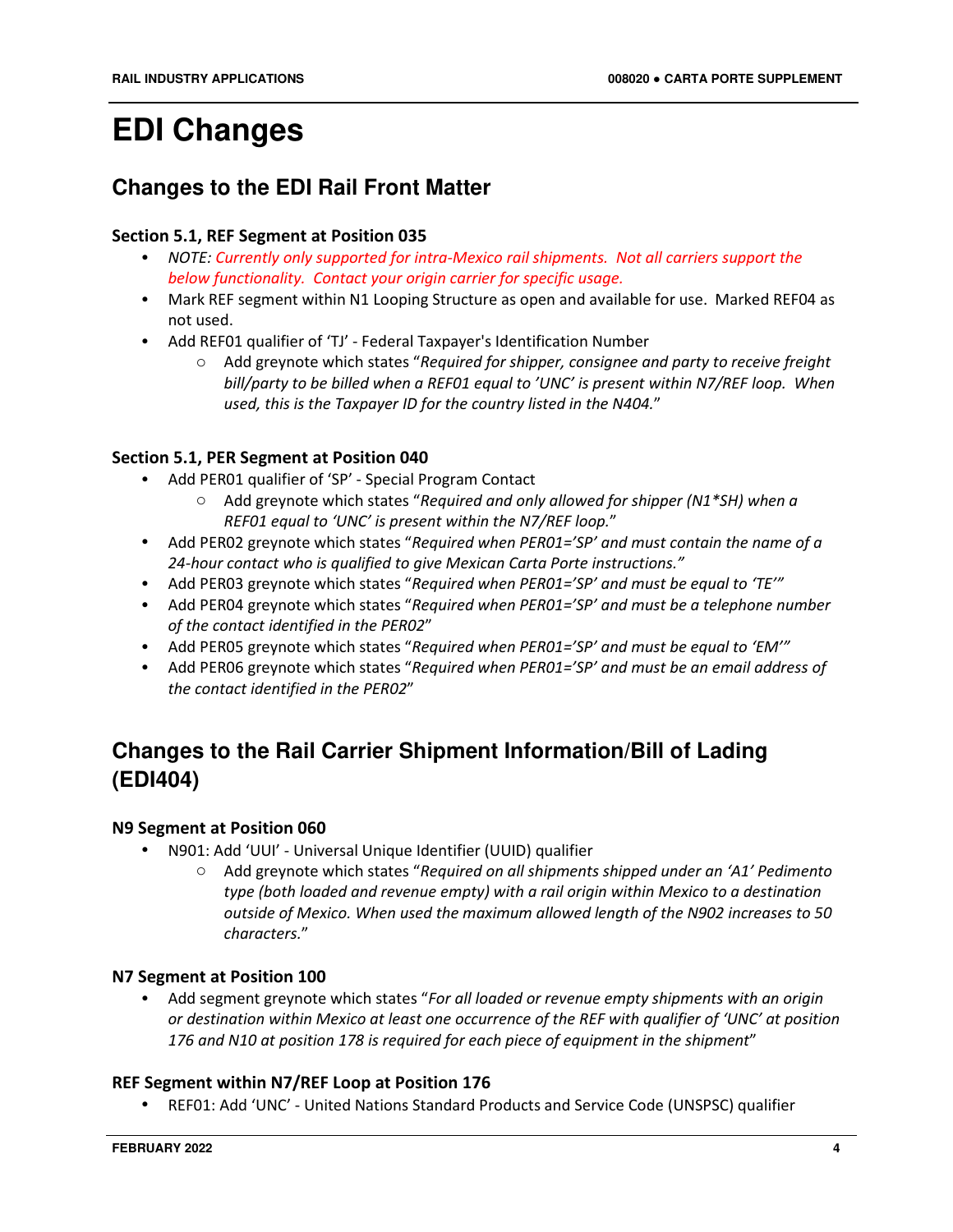# EDI Changes

## Changes to the EDI Rail Front Matter

### Section 5.1, REF Segment at Position 035

- *NOTE: Currently only supported for intra-Mexico rail shipments. Not all carriers support the below functionality. Contact your origin carrier for specific usage.*
- Mark REF segment within N1 Looping Structure as open and available for use. Marked REF04 as not used.
- Add REF01 qualifier of 'TJ' - Federal Taxpayer's Identification Number
  - Add greynote which states "*Required for shipper, consignee and party to receive freight bill/party to be billed when a REF01 equal to 'UNC' is present within N7/REF loop. When used, this is the Taxpayer ID for the country listed in the N404.*"

### Section 5.1, PER Segment at Position 040

- Add PER01 qualifier of 'SP' - Special Program Contact
  - Add greynote which states "*Required and only allowed for shipper (N1*SH) when a REF01 equal to 'UNC' is present within the N7/REF loop.*"
- Add PER02 greynote which states "*Required when PER01='SP' and must contain the name of a 24-hour contact who is qualified to give Mexican Carta Porte instructions.*"
- Add PER03 greynote which states "*Required when PER01='SP' and must be equal to 'TE'*"
- Add PER04 greynote which states "*Required when PER01='SP' and must be a telephone number of the contact identified in the PER02*"
- Add PER05 greynote which states "*Required when PER01='SP' and must be equal to 'EM'*"
- Add PER06 greynote which states "*Required when PER01='SP' and must be an email address of the contact identified in the PER02*"

## Changes to the Rail Carrier Shipment Information/Bill of Lading (EDI404)

### N9 Segment at Position 060

- N901: Add 'UUI' - Universal Unique Identifier (UUID) qualifier
  - Add greynote which states "*Required on all shipments shipped under an 'A1' Pedimento type (both loaded and revenue empty) with a rail origin within Mexico to a destination outside of Mexico. When used the maximum allowed length of the N902 increases to 50 characters.*"

### N7 Segment at Position 100

- Add segment greynote which states "*For all loaded or revenue empty shipments with an origin or destination within Mexico at least one occurrence of the REF with qualifier of 'UNC' at position 176 and N10 at position 178 is required for each piece of equipment in the shipment*"

### REF Segment within N7/REF Loop at Position 176

- REF01: Add 'UNC' - United Nations Standard Products and Service Code (UNSPSC) qualifier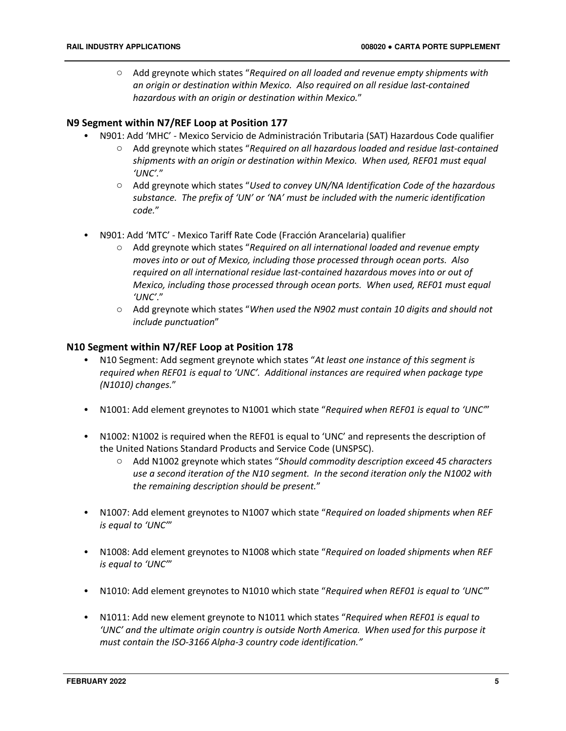- Add greynote which states "*Required on all loaded and revenue empty shipments with an origin or destination within Mexico. Also required on all residue last-contained hazardous with an origin or destination within Mexico.*"

### N9 Segment within N7/REF Loop at Position 177

- N901: Add 'MHC' - Mexico Servicio de Administración Tributaria (SAT) Hazardous Code qualifier
  - Add greynote which states "*Required on all hazardous loaded and residue last-contained shipments with an origin or destination within Mexico. When used, REF01 must equal 'UNC'.*"
  - Add greynote which states "*Used to convey UN/NA Identification Code of the hazardous substance. The prefix of 'UN' or 'NA' must be included with the numeric identification code.*"

- N901: Add 'MTC' - Mexico Tariff Rate Code (Fracción Arancelaria) qualifier
  - Add greynote which states "*Required on all international loaded and revenue empty moves into or out of Mexico, including those processed through ocean ports. Also required on all international residue last-contained hazardous moves into or out of Mexico, including those processed through ocean ports. When used, REF01 must equal 'UNC'.*"
  - Add greynote which states "*When used the N902 must contain 10 digits and should not include punctuation*"

### N10 Segment within N7/REF Loop at Position 178

- N10 Segment: Add segment greynote which states "*At least one instance of this segment is required when REF01 is equal to 'UNC'. Additional instances are required when package type (N1010) changes.*"

- N1001: Add element greynotes to N1001 which state "*Required when REF01 is equal to 'UNC'*"

- N1002: N1002 is required when the REF01 is equal to 'UNC' and represents the description of the United Nations Standard Products and Service Code (UNSPSC).
  - Add N1002 greynote which states "*Should commodity description exceed 45 characters use a second iteration of the N10 segment. In the second iteration only the N1002 with the remaining description should be present.*"

- N1007: Add element greynotes to N1007 which state "*Required on loaded shipments when REF is equal to 'UNC'*"

- N1008: Add element greynotes to N1008 which state "*Required on loaded shipments when REF is equal to 'UNC'*"

- N1010: Add element greynotes to N1010 which state "*Required when REF01 is equal to 'UNC'*"

- N1011: Add new element greynote to N1011 which states "*Required when REF01 is equal to 'UNC' and the ultimate origin country is outside North America. When used for this purpose it must contain the ISO-3166 Alpha-3 country code identification.*"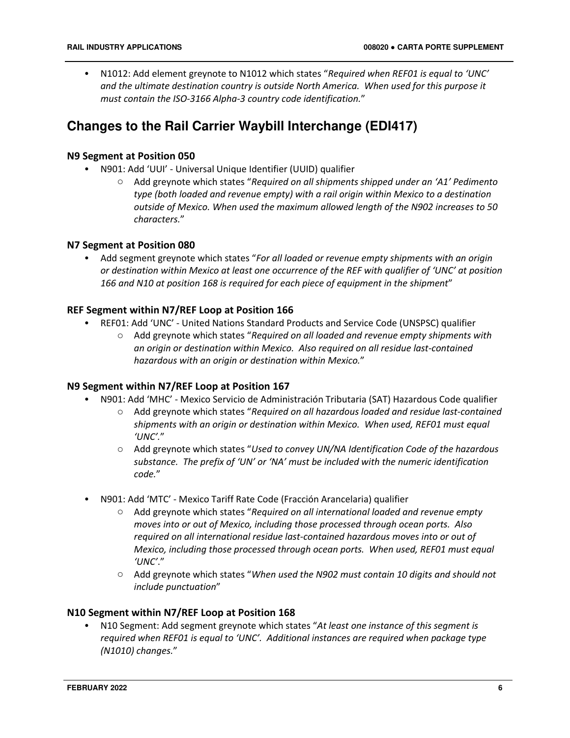- N1012: Add element greynote to N1012 which states "*Required when REF01 is equal to 'UNC' and the ultimate destination country is outside North America. When used for this purpose it must contain the ISO-3166 Alpha-3 country code identification.*"

## Changes to the Rail Carrier Waybill Interchange (EDI417)

### N9 Segment at Position 050

- N901: Add 'UUI' - Universal Unique Identifier (UUID) qualifier
  - Add greynote which states "*Required on all shipments shipped under an 'A1' Pedimento type (both loaded and revenue empty) with a rail origin within Mexico to a destination outside of Mexico. When used the maximum allowed length of the N902 increases to 50 characters.*"

### N7 Segment at Position 080

- Add segment greynote which states "*For all loaded or revenue empty shipments with an origin or destination within Mexico at least one occurrence of the REF with qualifier of 'UNC' at position 166 and N10 at position 168 is required for each piece of equipment in the shipment*"

### REF Segment within N7/REF Loop at Position 166

- REF01: Add 'UNC' - United Nations Standard Products and Service Code (UNSPSC) qualifier
  - Add greynote which states "*Required on all loaded and revenue empty shipments with an origin or destination within Mexico. Also required on all residue last-contained hazardous with an origin or destination within Mexico.*"

### N9 Segment within N7/REF Loop at Position 167

- N901: Add 'MHC' - Mexico Servicio de Administración Tributaria (SAT) Hazardous Code qualifier
  - Add greynote which states "*Required on all hazardous loaded and residue last-contained shipments with an origin or destination within Mexico. When used, REF01 must equal 'UNC'.*"
  - Add greynote which states "*Used to convey UN/NA Identification Code of the hazardous substance. The prefix of 'UN' or 'NA' must be included with the numeric identification code.*"
- N901: Add 'MTC' - Mexico Tariff Rate Code (Fracción Arancelaria) qualifier
  - Add greynote which states "*Required on all international loaded and revenue empty moves into or out of Mexico, including those processed through ocean ports. Also required on all international residue last-contained hazardous moves into or out of Mexico, including those processed through ocean ports. When used, REF01 must equal 'UNC'.*"
  - Add greynote which states "*When used the N902 must contain 10 digits and should not include punctuation*"

### N10 Segment within N7/REF Loop at Position 168

- N10 Segment: Add segment greynote which states "*At least one instance of this segment is required when REF01 is equal to 'UNC'. Additional instances are required when package type (N1010) changes.*"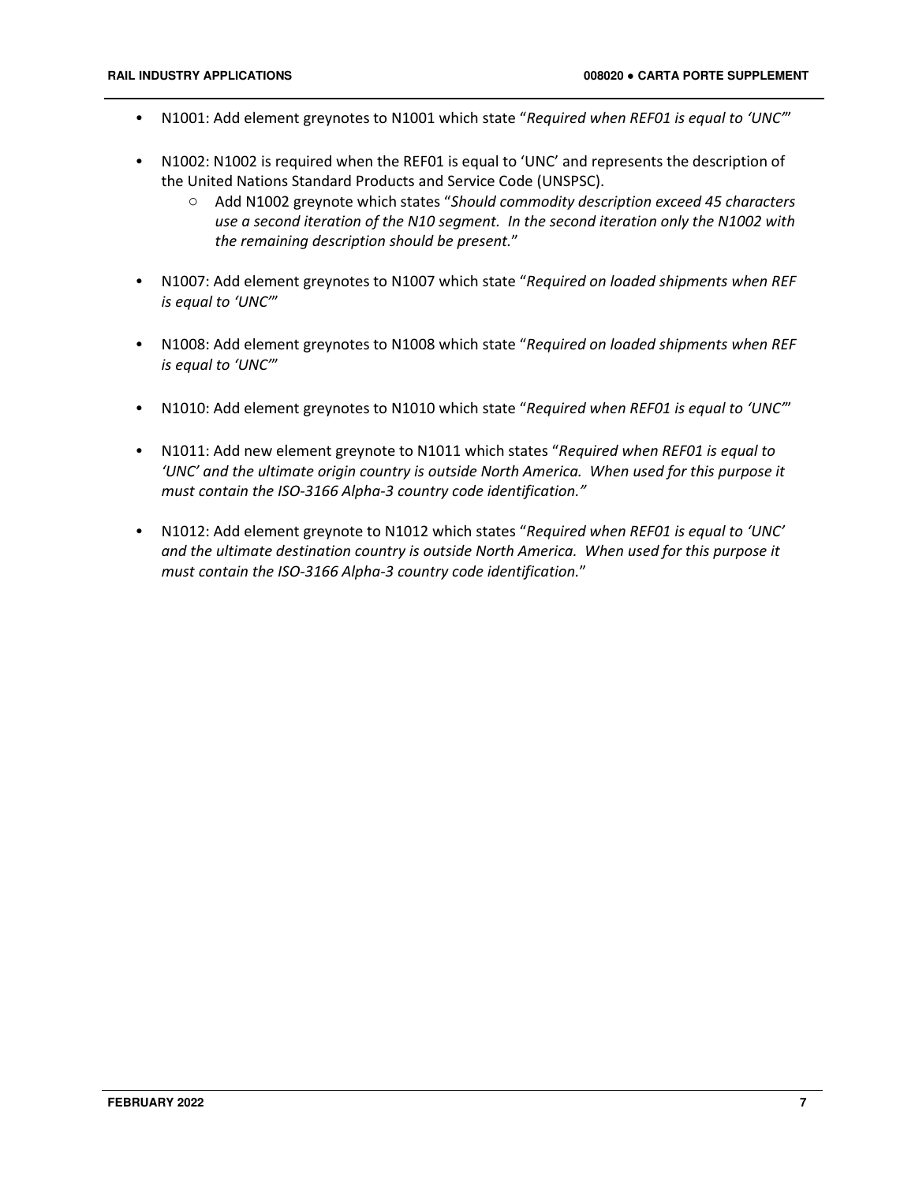- N1001: Add element greynotes to N1001 which state "*Required when REF01 is equal to 'UNC'*"

- N1002: N1002 is required when the REF01 is equal to 'UNC' and represents the description of the United Nations Standard Products and Service Code (UNSPSC).
  - Add N1002 greynote which states "*Should commodity description exceed 45 characters use a second iteration of the N10 segment. In the second iteration only the N1002 with the remaining description should be present.*"

- N1007: Add element greynotes to N1007 which state "*Required on loaded shipments when REF is equal to 'UNC'*"

- N1008: Add element greynotes to N1008 which state "*Required on loaded shipments when REF is equal to 'UNC'*"

- N1010: Add element greynotes to N1010 which state "*Required when REF01 is equal to 'UNC'*"

- N1011: Add new element greynote to N1011 which states "*Required when REF01 is equal to 'UNC' and the ultimate origin country is outside North America. When used for this purpose it must contain the ISO-3166 Alpha-3 country code identification.*"

- N1012: Add element greynote to N1012 which states "*Required when REF01 is equal to 'UNC' and the ultimate destination country is outside North America. When used for this purpose it must contain the ISO-3166 Alpha-3 country code identification.*"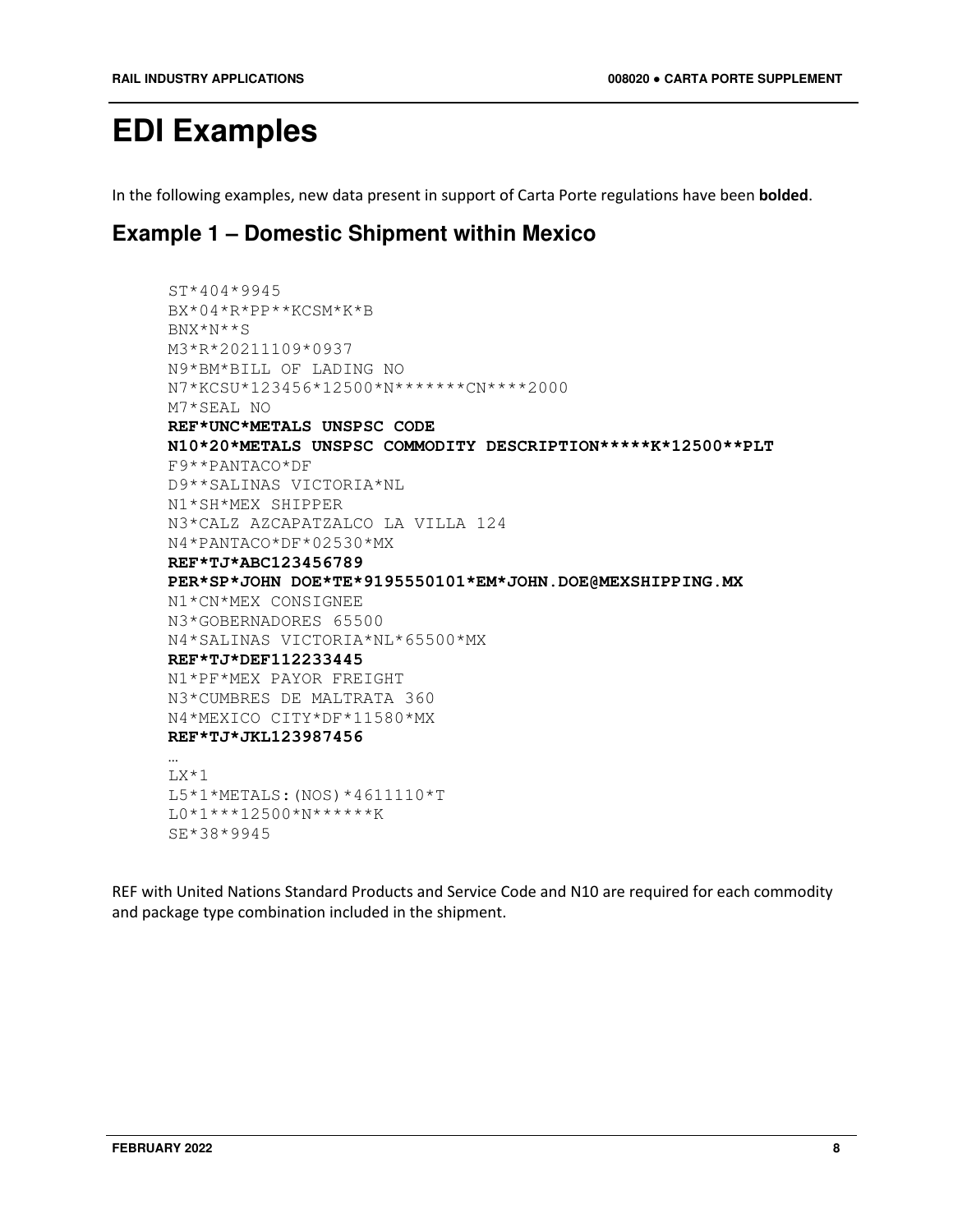# EDI Examples

In the following examples, new data present in support of Carta Porte regulations have been **bolded**.

## Example 1 – Domestic Shipment within Mexico

```
ST*404*9945
BX*04*R*PP**KCSM*K*B
BNX*N**S
M3*R*20211109*0937
N9*BM*BILL OF LADING NO
N7*KCSU*123456*12500*N*******CN****2000
M7*SEAL NO
REF*UNC*METALS UNSPSC CODE
N10*20*METALS UNSPSC COMMODITY DESCRIPTION*****K*12500**PLT
F9**PANTACO*DF
D9**SALINAS VICTORIA*NL
N1*SH*MEX SHIPPER
N3*CALZ AZCAPATZALCO LA VILLA 124
N4*PANTACO*DF*02530*MX
REF*TJ*ABC123456789
PER*SP*JOHN DOE*TE*9195550101*EM*JOHN.DOE@MEXSHIPPING.MX
N1*CN*MEX CONSIGNEE
N3*GOBERNADORES 65500
N4*SALINAS VICTORIA*NL*65500*MX
REF*TJ*DEF112233445
N1*PF*MEX PAYOR FREIGHT
N3*CUMBRES DE MALTRATA 360
N4*MEXICO CITY*DF*11580*MX
REF*TJ*JKL123987456
…
LX*1
L5*1*METALS:(NOS)*4611110*T
L0*1***12500*N******K
SE*38*9945
```

REF with United Nations Standard Products and Service Code and N10 are required for each commodity and package type combination included in the shipment.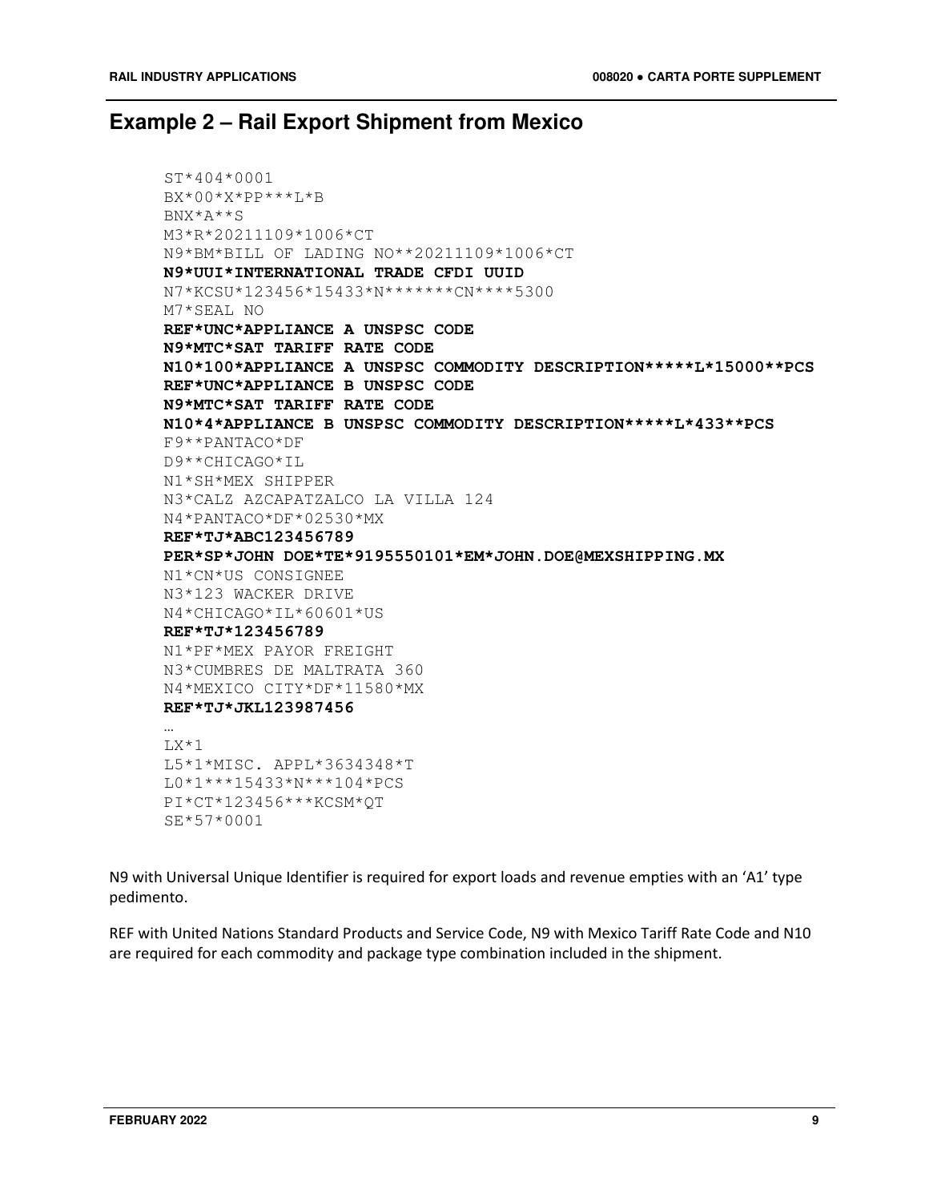## Example 2 – Rail Export Shipment from Mexico

```
ST*404*0001
BX*00*X*PP***L*B
BNX*A**S
M3*R*20211109*1006*CT
N9*BM*BILL OF LADING NO**20211109*1006*CT
N9*UUI*INTERNATIONAL TRADE CFDI UUID
N7*KCSU*123456*15433*N*******CN****5300
M7*SEAL NO
REF*UNC*APPLIANCE A UNSPSC CODE
N9*MTC*SAT TARIFF RATE CODE
N10*100*APPLIANCE A UNSPSC COMMODITY DESCRIPTION*****L*15000**PCS
REF*UNC*APPLIANCE B UNSPSC CODE
N9*MTC*SAT TARIFF RATE CODE
N10*4*APPLIANCE B UNSPSC COMMODITY DESCRIPTION*****L*433**PCS
F9**PANTACO*DF
D9**CHICAGO*IL
N1*SH*MEX SHIPPER
N3*CALZ AZCAPATZALCO LA VILLA 124
N4*PANTACO*DF*02530*MX
REF*TJ*ABC123456789
PER*SP*JOHN DOE*TE*9195550101*EM*JOHN.DOE@MEXSHIPPING.MX
N1*CN*US CONSIGNEE
N3*123 WACKER DRIVE
N4*CHICAGO*IL*60601*US
REF*TJ*123456789
N1*PF*MEX PAYOR FREIGHT
N3*CUMBRES DE MALTRATA 360
N4*MEXICO CITY*DF*11580*MX
REF*TJ*JKL123987456
…
LX*1
L5*1*MISC. APPL*3634348*T
L0*1***15433*N***104*PCS
PI*CT*123456***KCSM*QT
SE*57*0001
```

N9 with Universal Unique Identifier is required for export loads and revenue empties with an 'A1' type pedimento.

REF with United Nations Standard Products and Service Code, N9 with Mexico Tariff Rate Code and N10 are required for each commodity and package type combination included in the shipment.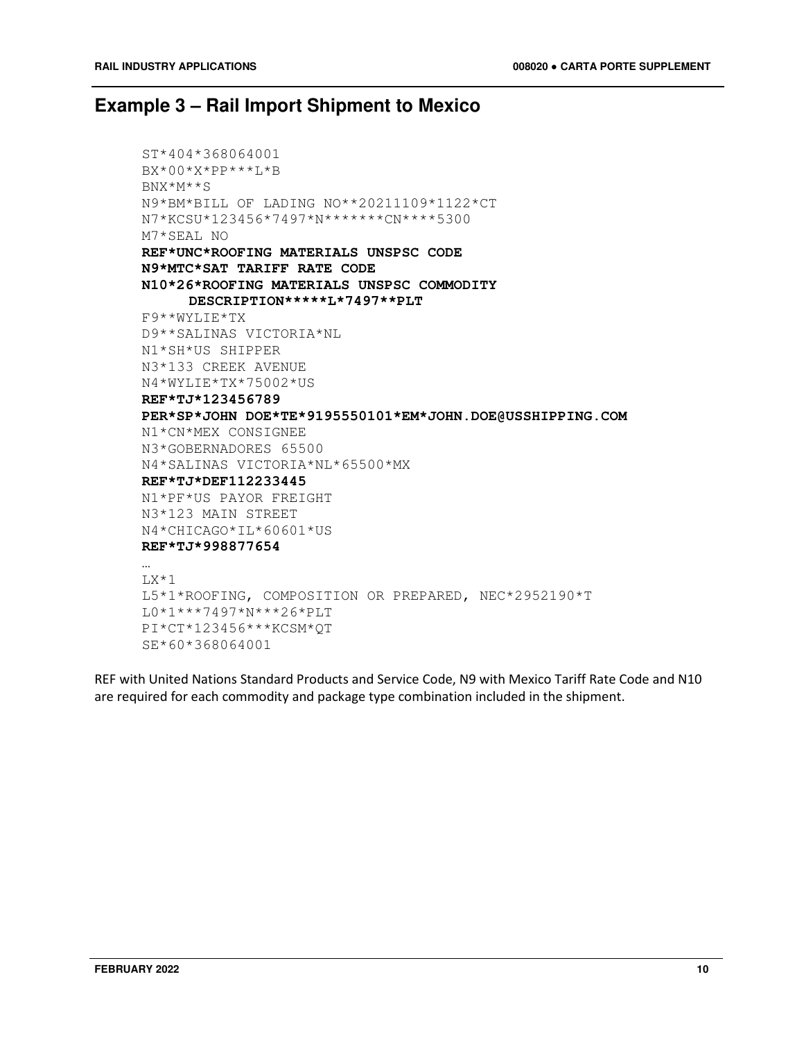## Example 3 – Rail Import Shipment to Mexico

```
ST*404*368064001
BX*00*X*PP***L*B
BNX*M**S
N9*BM*BILL OF LADING NO**20211109*1122*CT
N7*KCSU*123456*7497*N*******CN****5300
M7*SEAL NO
REF*UNC*ROOFING MATERIALS UNSPSC CODE
N9*MTC*SAT TARIFF RATE CODE
N10*26*ROOFING MATERIALS UNSPSC COMMODITY
      DESCRIPTION*****L*7497**PLT
F9**WYLIE*TX
D9**SALINAS VICTORIA*NL
N1*SH*US SHIPPER
N3*133 CREEK AVENUE
N4*WYLIE*TX*75002*US
REF*TJ*123456789
PER*SP*JOHN DOE*TE*9195550101*EM*JOHN.DOE@USSHIPPING.COM
N1*CN*MEX CONSIGNEE
N3*GOBERNADORES 65500
N4*SALINAS VICTORIA*NL*65500*MX
REF*TJ*DEF112233445
N1*PF*US PAYOR FREIGHT
N3*123 MAIN STREET
N4*CHICAGO*IL*60601*US
REF*TJ*998877654
…
LX*1
L5*1*ROOFING, COMPOSITION OR PREPARED, NEC*2952190*T
L0*1***7497*N***26*PLT
PI*CT*123456***KCSM*QT
SE*60*368064001
```

REF with United Nations Standard Products and Service Code, N9 with Mexico Tariff Rate Code and N10 are required for each commodity and package type combination included in the shipment.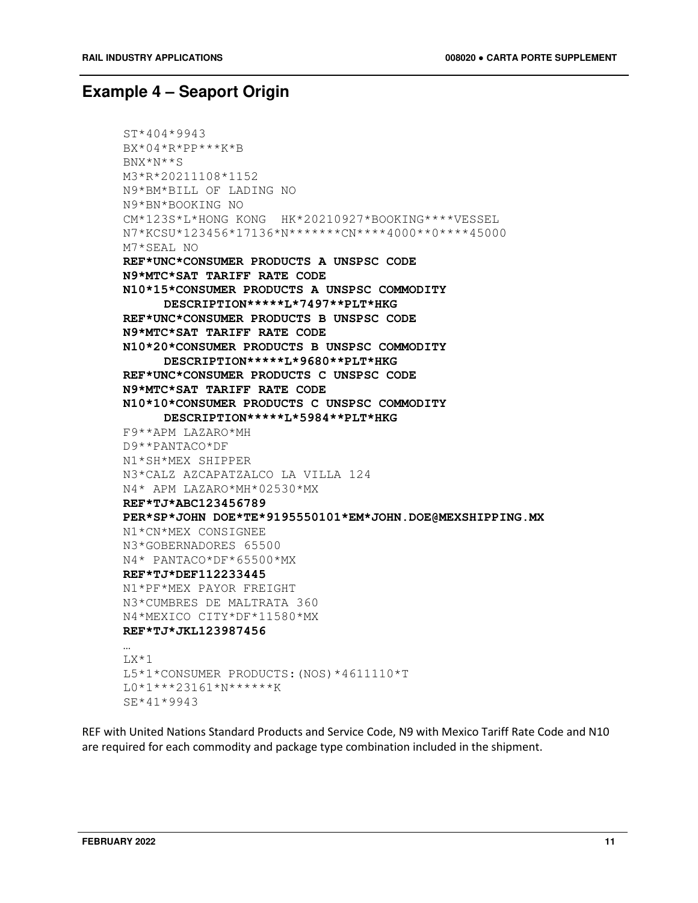## Example 4 – Seaport Origin

```
ST*404*9943
BX*04*R*PP***K*B
BNX*N**S
M3*R*20211108*1152
N9*BM*BILL OF LADING NO
N9*BN*BOOKING NO
CM*123S*L*HONG KONG  HK*20210927*BOOKING****VESSEL
N7*KCSU*123456*17136*N*******CN****4000**0****45000
M7*SEAL NO
REF*UNC*CONSUMER PRODUCTS A UNSPSC CODE
N9*MTC*SAT TARIFF RATE CODE
N10*15*CONSUMER PRODUCTS A UNSPSC COMMODITY
     DESCRIPTION*****L*7497**PLT*HKG
REF*UNC*CONSUMER PRODUCTS B UNSPSC CODE
N9*MTC*SAT TARIFF RATE CODE
N10*20*CONSUMER PRODUCTS B UNSPSC COMMODITY
     DESCRIPTION*****L*9680**PLT*HKG
REF*UNC*CONSUMER PRODUCTS C UNSPSC CODE
N9*MTC*SAT TARIFF RATE CODE
N10*10*CONSUMER PRODUCTS C UNSPSC COMMODITY
     DESCRIPTION*****L*5984**PLT*HKG
F9**APM LAZARO*MH
D9**PANTACO*DF
N1*SH*MEX SHIPPER
N3*CALZ AZCAPATZALCO LA VILLA 124
N4* APM LAZARO*MH*02530*MX
REF*TJ*ABC123456789
PER*SP*JOHN DOE*TE*9195550101*EM*JOHN.DOE@MEXSHIPPING.MX
N1*CN*MEX CONSIGNEE
N3*GOBERNADORES 65500
N4* PANTACO*DF*65500*MX
REF*TJ*DEF112233445
N1*PF*MEX PAYOR FREIGHT
N3*CUMBRES DE MALTRATA 360
N4*MEXICO CITY*DF*11580*MX
REF*TJ*JKL123987456
…
LX*1
L5*1*CONSUMER PRODUCTS:(NOS)*4611110*T
L0*1***23161*N******K
SE*41*9943
```

REF with United Nations Standard Products and Service Code, N9 with Mexico Tariff Rate Code and N10 are required for each commodity and package type combination included in the shipment.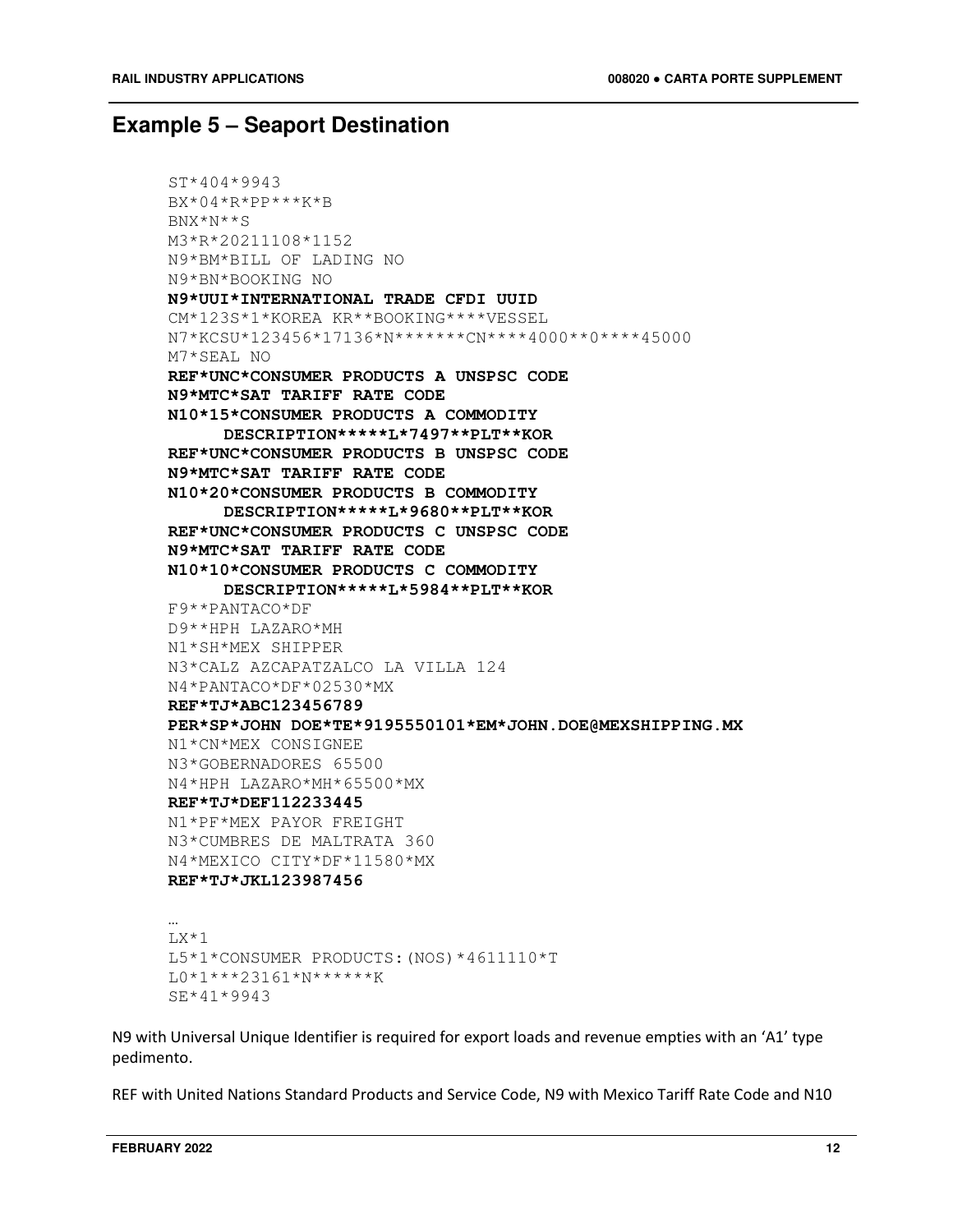## Example 5 – Seaport Destination

```
ST*404*9943
BX*04*R*PP***K*B
BNX*N**S
M3*R*20211108*1152
N9*BM*BILL OF LADING NO
N9*BN*BOOKING NO
N9*UUI*INTERNATIONAL TRADE CFDI UUID
CM*123S*1*KOREA KR**BOOKING****VESSEL
N7*KCSU*123456*17136*N*******CN****4000**0****45000
M7*SEAL NO
REF*UNC*CONSUMER PRODUCTS A UNSPSC CODE
N9*MTC*SAT TARIFF RATE CODE
N10*15*CONSUMER PRODUCTS A COMMODITY
     DESCRIPTION*****L*7497**PLT**KOR
REF*UNC*CONSUMER PRODUCTS B UNSPSC CODE
N9*MTC*SAT TARIFF RATE CODE
N10*20*CONSUMER PRODUCTS B COMMODITY
     DESCRIPTION*****L*9680**PLT**KOR
REF*UNC*CONSUMER PRODUCTS C UNSPSC CODE
N9*MTC*SAT TARIFF RATE CODE
N10*10*CONSUMER PRODUCTS C COMMODITY
     DESCRIPTION*****L*5984**PLT**KOR
F9**PANTACO*DF
D9**HPH LAZARO*MH
N1*SH*MEX SHIPPER
N3*CALZ AZCAPATZALCO LA VILLA 124
N4*PANTACO*DF*02530*MX
REF*TJ*ABC123456789
PER*SP*JOHN DOE*TE*9195550101*EM*JOHN.DOE@MEXSHIPPING.MX
N1*CN*MEX CONSIGNEE
N3*GOBERNADORES 65500
N4*HPH LAZARO*MH*65500*MX
REF*TJ*DEF112233445
N1*PF*MEX PAYOR FREIGHT
N3*CUMBRES DE MALTRATA 360
N4*MEXICO CITY*DF*11580*MX
REF*TJ*JKL123987456

…
LX*1
L5*1*CONSUMER PRODUCTS:(NOS)*4611110*T
L0*1***23161*N******K
SE*41*9943
```

N9 with Universal Unique Identifier is required for export loads and revenue empties with an 'A1' type pedimento.

REF with United Nations Standard Products and Service Code, N9 with Mexico Tariff Rate Code and N10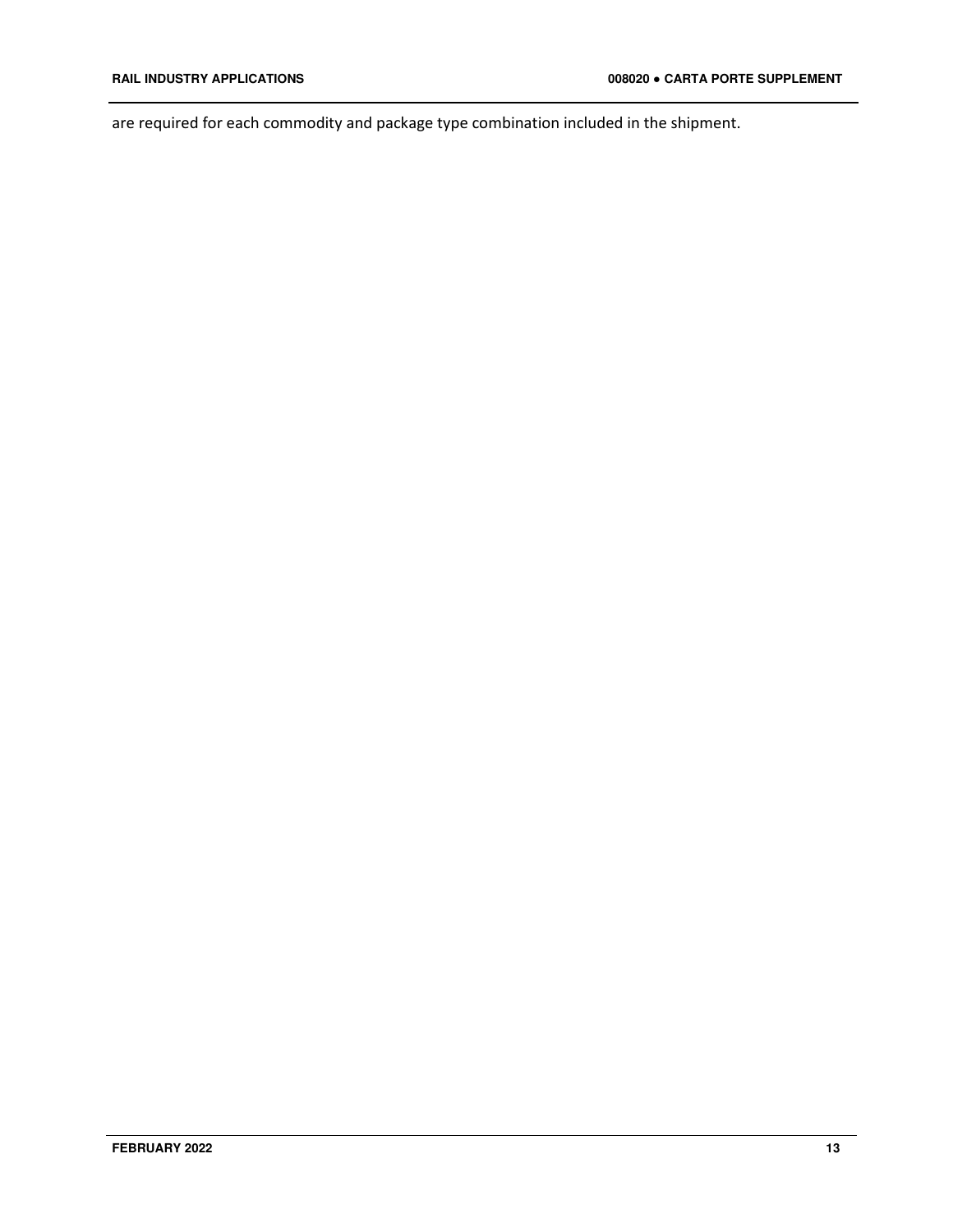are required for each commodity and package type combination included in the shipment.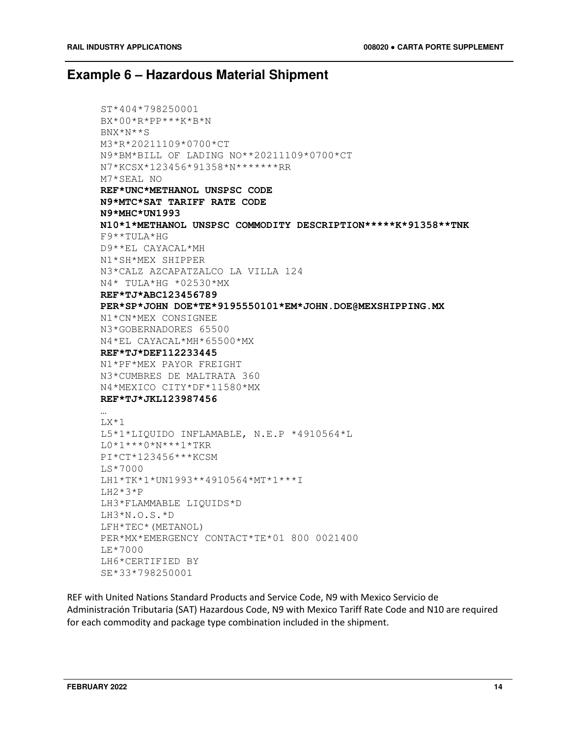## Example 6 – Hazardous Material Shipment

```
ST*404*798250001
BX*00*R*PP***K*B*N
BNX*N**S
M3*R*20211109*0700*CT
N9*BM*BILL OF LADING NO**20211109*0700*CT
N7*KCSX*123456*91358*N*******RR
M7*SEAL NO
REF*UNC*METHANOL UNSPSC CODE
N9*MTC*SAT TARIFF RATE CODE
N9*MHC*UN1993
N10*1*METHANOL UNSPSC COMMODITY DESCRIPTION*****K*91358**TNK
F9**TULA*HG
D9**EL CAYACAL*MH
N1*SH*MEX SHIPPER
N3*CALZ AZCAPATZALCO LA VILLA 124
N4* TULA*HG *02530*MX
REF*TJ*ABC123456789
PER*SP*JOHN DOE*TE*9195550101*EM*JOHN.DOE@MEXSHIPPING.MX
N1*CN*MEX CONSIGNEE
N3*GOBERNADORES 65500
N4*EL CAYACAL*MH*65500*MX
REF*TJ*DEF112233445
N1*PF*MEX PAYOR FREIGHT
N3*CUMBRES DE MALTRATA 360
N4*MEXICO CITY*DF*11580*MX
REF*TJ*JKL123987456
…
LX*1
L5*1*LIQUIDO INFLAMABLE, N.E.P *4910564*L
L0*1***0*N***1*TKR
PI*CT*123456***KCSM
LS*7000
LH1*TK*1*UN1993**4910564*MT*1***I
LH2*3*P
LH3*FLAMMABLE LIQUIDS*D
LH3*N.O.S.*D
LFH*TEC*(METANOL)
PER*MX*EMERGENCY CONTACT*TE*01 800 0021400
LE*7000
LH6*CERTIFIED BY
SE*33*798250001
```

REF with United Nations Standard Products and Service Code, N9 with Mexico Servicio de Administración Tributaria (SAT) Hazardous Code, N9 with Mexico Tariff Rate Code and N10 are required for each commodity and package type combination included in the shipment.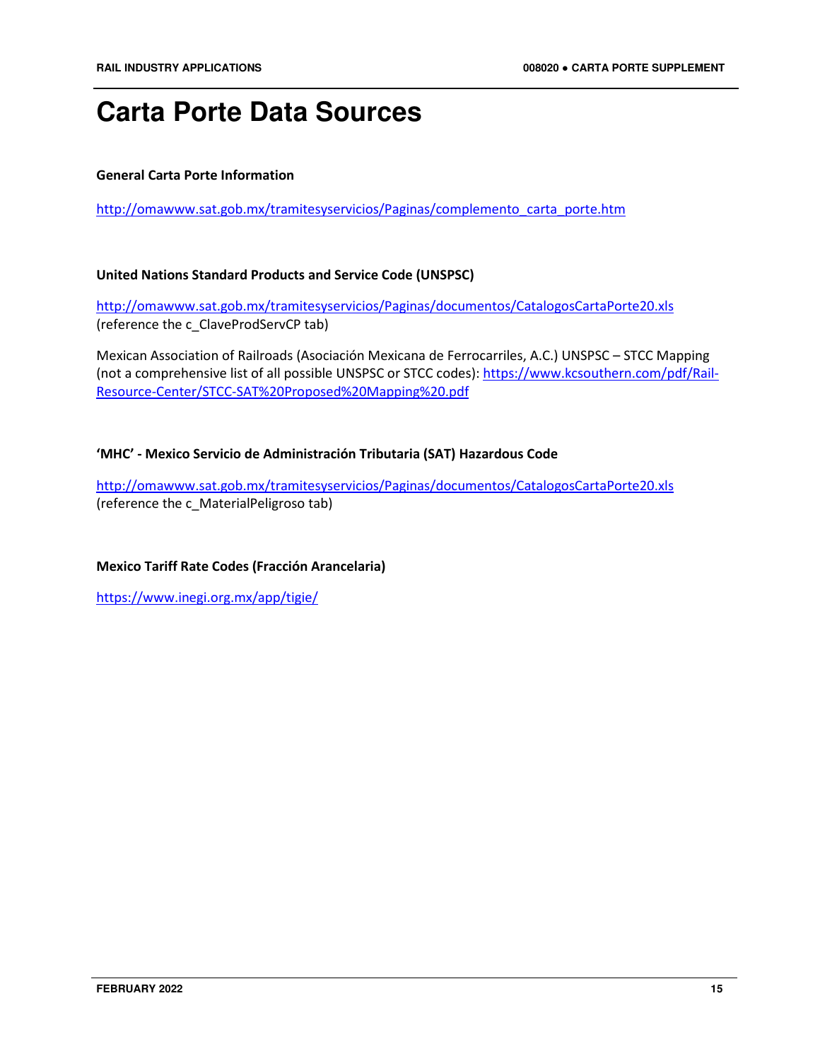# Carta Porte Data Sources

**General Carta Porte Information**

http://omawww.sat.gob.mx/tramitesyservicios/Paginas/complemento_carta_porte.htm

**United Nations Standard Products and Service Code (UNSPSC)**

http://omawww.sat.gob.mx/tramitesyservicios/Paginas/documentos/CatalogosCartaPorte20.xls (reference the c_ClaveProdServCP tab)

Mexican Association of Railroads (Asociación Mexicana de Ferrocarriles, A.C.) UNSPSC – STCC Mapping (not a comprehensive list of all possible UNSPSC or STCC codes): https://www.kcsouthern.com/pdf/Rail-Resource-Center/STCC-SAT%20Proposed%20Mapping%20.pdf

**'MHC' - Mexico Servicio de Administración Tributaria (SAT) Hazardous Code**

http://omawww.sat.gob.mx/tramitesyservicios/Paginas/documentos/CatalogosCartaPorte20.xls (reference the c_MaterialPeligroso tab)

**Mexico Tariff Rate Codes (Fracción Arancelaria)**

https://www.inegi.org.mx/app/tigie/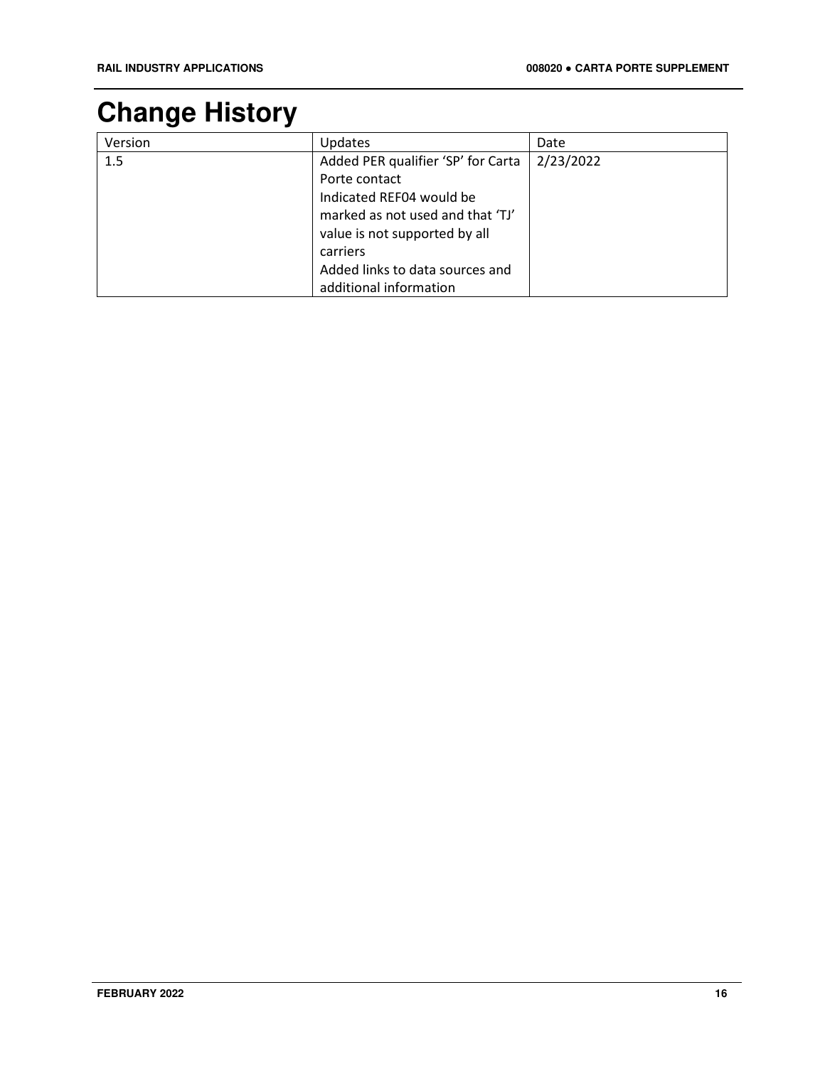# Change History

| Version | Updates | Date |
|---|---|---|
| 1.5 | Added PER qualifier ‘SP’ for Carta Porte contact<br>Indicated REF04 would be marked as not used and that ‘TJ’ value is not supported by all carriers<br>Added links to data sources and additional information | 2/23/2022 |